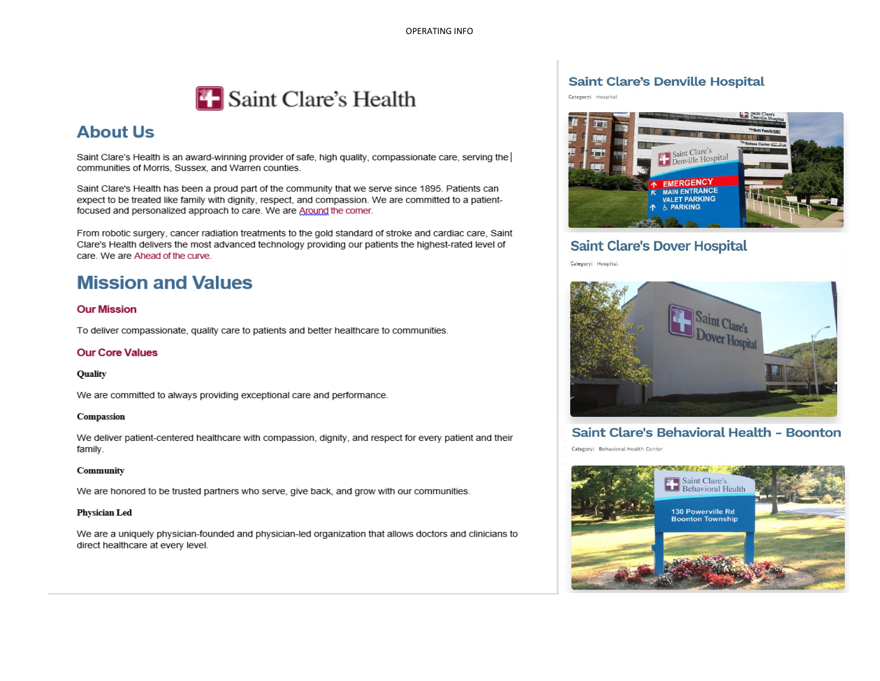OPERATING INFO

Saint Clare's Health

# About Us

Saint Clare's Health is an award-winning provider of safe, high quality, compassionate care, serving the communities of Morris, Sussex, and Warren counties.

Saint Clare's Health has been a proud part of the community that we serve since 1895. Patients can expect to be treated like family with dignity, respect, and compassion. We are committed to a patient-focused and personalized approach to care. We are Around the corner.

From robotic surgery, cancer radiation treatments to the gold standard of stroke and cardiac care, Saint Clare's Health delivers the most advanced technology providing our patients the highest-rated level of care. We are Ahead of the curve.

# Mission and Values

## Our Mission

To deliver compassionate, quality care to patients and better healthcare to communities.

## Our Core Values

**Quality**

We are committed to always providing exceptional care and performance.

**Compassion**

We deliver patient-centered healthcare with compassion, dignity, and respect for every patient and their family.

**Community**

We are honored to be trusted partners who serve, give back, and grow with our communities.

**Physician Led**

We are a uniquely physician-founded and physician-led organization that allows doctors and clinicians to direct healthcare at every level.

## Saint Clare's Denville Hospital

Category: Hospital

## Saint Clare's Dover Hospital

Category: Hospital

## Saint Clare's Behavioral Health - Boonton

Category: Behavioral Health Center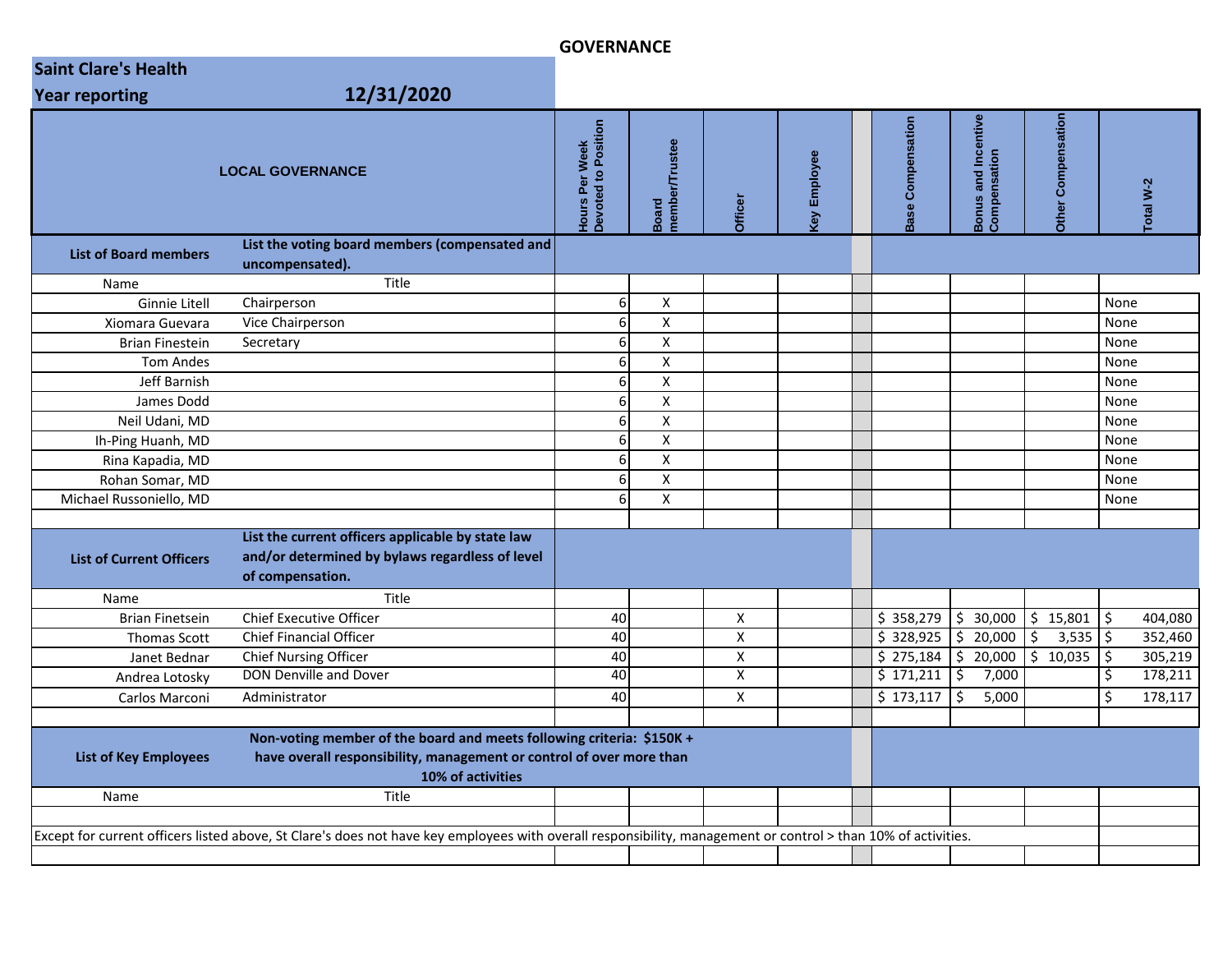# GOVERNANCE

**Saint Clare's Health**

**Year reporting** **12/31/2020**

| LOCAL GOVERNANCE | | Hours Per Week Devoted to Position | Board member/Trustee | Officer | Key Employee | | Base Compensation | Bonus and Incentive Compensation | Other Compensation | Total W-2 |
|---|---|---|---|---|---|---|---|---|---|---|
| **List of Board members** | **List the voting board members (compensated and uncompensated).** | | | | | | | | | |
| Name | Title | | | | | | | | | |
| Ginnie Litell | Chairperson | 6 | X | | | | | | | None |
| Xiomara Guevara | Vice Chairperson | 6 | X | | | | | | | None |
| Brian Finestein | Secretary | 6 | X | | | | | | | None |
| Tom Andes | | 6 | X | | | | | | | None |
| Jeff Barnish | | 6 | X | | | | | | | None |
| James Dodd | | 6 | X | | | | | | | None |
| Neil Udani, MD | | 6 | X | | | | | | | None |
| Ih-Ping Huanh, MD | | 6 | X | | | | | | | None |
| Rina Kapadia, MD | | 6 | X | | | | | | | None |
| Rohan Somar, MD | | 6 | X | | | | | | | None |
| Michael Russoniello, MD | | 6 | X | | | | | | | None |
| | | | | | | | | | | |
| **List of Current Officers** | **List the current officers applicable by state law and/or determined by bylaws regardless of level of compensation.** | | | | | | | | | |
| Name | Title | | | | | | | | | |
| Brian Finetsein | Chief Executive Officer | 40 | | X | | | $ 358,279 | $ 30,000 | $ 15,801 | $ 404,080 |
| Thomas Scott | Chief Financial Officer | 40 | | X | | | $ 328,925 | $ 20,000 | $ 3,535 | $ 352,460 |
| Janet Bednar | Chief Nursing Officer | 40 | | X | | | $ 275,184 | $ 20,000 | $ 10,035 | $ 305,219 |
| Andrea Lotosky | DON Denville and Dover | 40 | | X | | | $ 171,211 | $ 7,000 | | $ 178,211 |
| Carlos Marconi | Administrator | 40 | | X | | | $ 173,117 | $ 5,000 | | $ 178,117 |
| | | | | | | | | | | |
| **List of Key Employees** | **Non-voting member of the board and meets following criteria: $150K + have overall responsibility, management or control of over more than 10% of activities** | | | | | | | | | |
| Name | Title | | | | | | | | | |
| | | | | | | | | | | |
| Except for current officers listed above, St Clare's does not have key employees with overall responsibility, management or control > than 10% of activities. | | | | | | | | | | |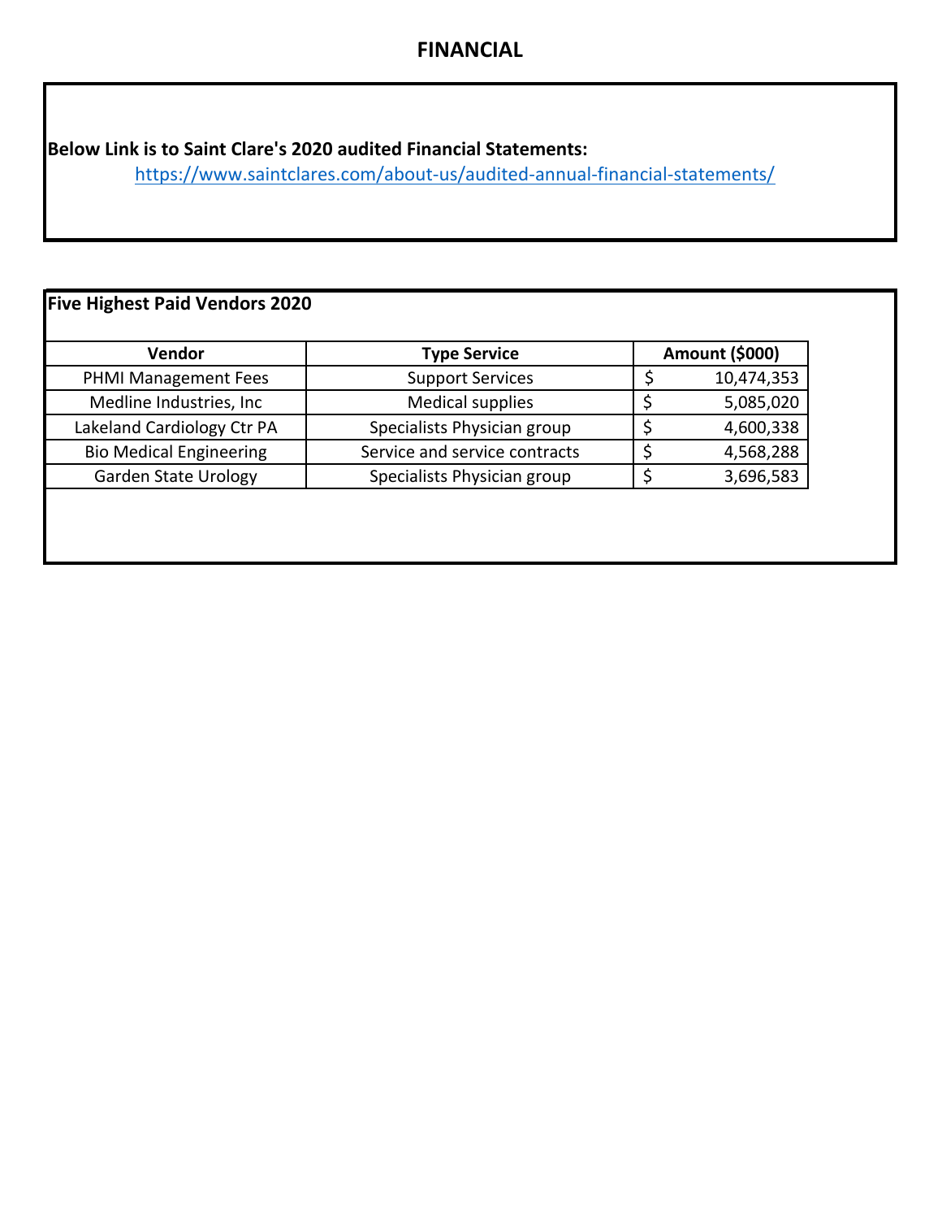# FINANCIAL

**Below Link is to Saint Clare's 2020 audited Financial Statements:**

https://www.saintclares.com/about-us/audited-annual-financial-statements/

**Five Highest Paid Vendors 2020**

| Vendor | Type Service | Amount ($000) |
|---|---|---|
| PHMI Management Fees | Support Services | $ 10,474,353 |
| Medline Industries, Inc | Medical supplies | $ 5,085,020 |
| Lakeland Cardiology Ctr PA | Specialists Physician group | $ 4,600,338 |
| Bio Medical Engineering | Service and service contracts | $ 4,568,288 |
| Garden State Urology | Specialists Physician group | $ 3,696,583 |